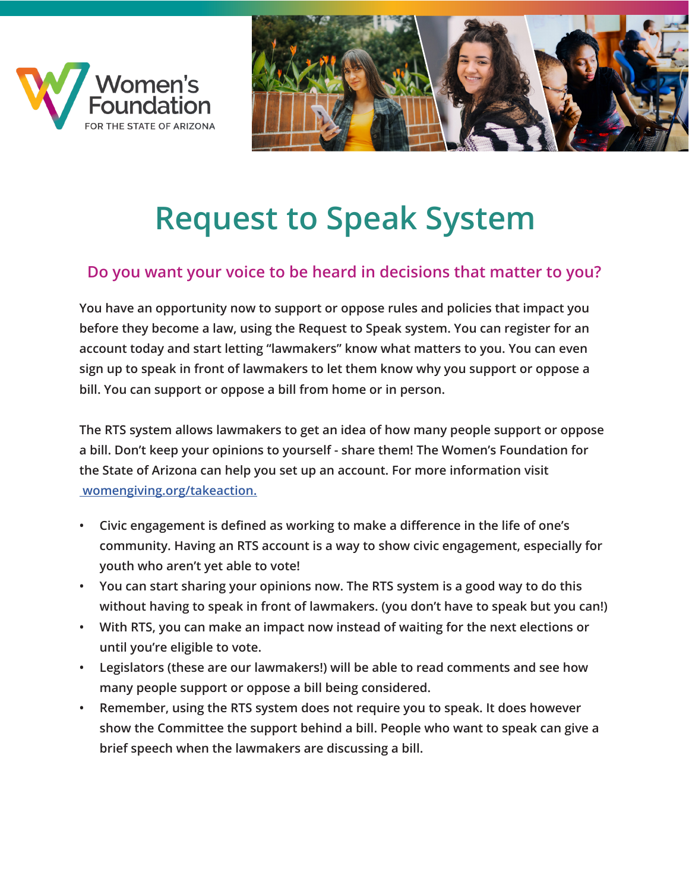Women's Foundation FOR THE STATE OF ARIZONA

# Request to Speak System

## Do you want your voice to be heard in decisions that matter to you?

You have an opportunity now to support or oppose rules and policies that impact you before they become a law, using the Request to Speak system. You can register for an account today and start letting "lawmakers" know what matters to you. You can even sign up to speak in front of lawmakers to let them know why you support or oppose a bill. You can support or oppose a bill from home or in person.

The RTS system allows lawmakers to get an idea of how many people support or oppose a bill. Don't keep your opinions to yourself - share them! The Women's Foundation for the State of Arizona can help you set up an account. For more information visit womengiving.org/takeaction.

- Civic engagement is defined as working to make a difference in the life of one's community. Having an RTS account is a way to show civic engagement, especially for youth who aren't yet able to vote!
- You can start sharing your opinions now. The RTS system is a good way to do this without having to speak in front of lawmakers. (you don't have to speak but you can!)
- With RTS, you can make an impact now instead of waiting for the next elections or until you're eligible to vote.
- Legislators (these are our lawmakers!) will be able to read comments and see how many people support or oppose a bill being considered.
- Remember, using the RTS system does not require you to speak. It does however show the Committee the support behind a bill. People who want to speak can give a brief speech when the lawmakers are discussing a bill.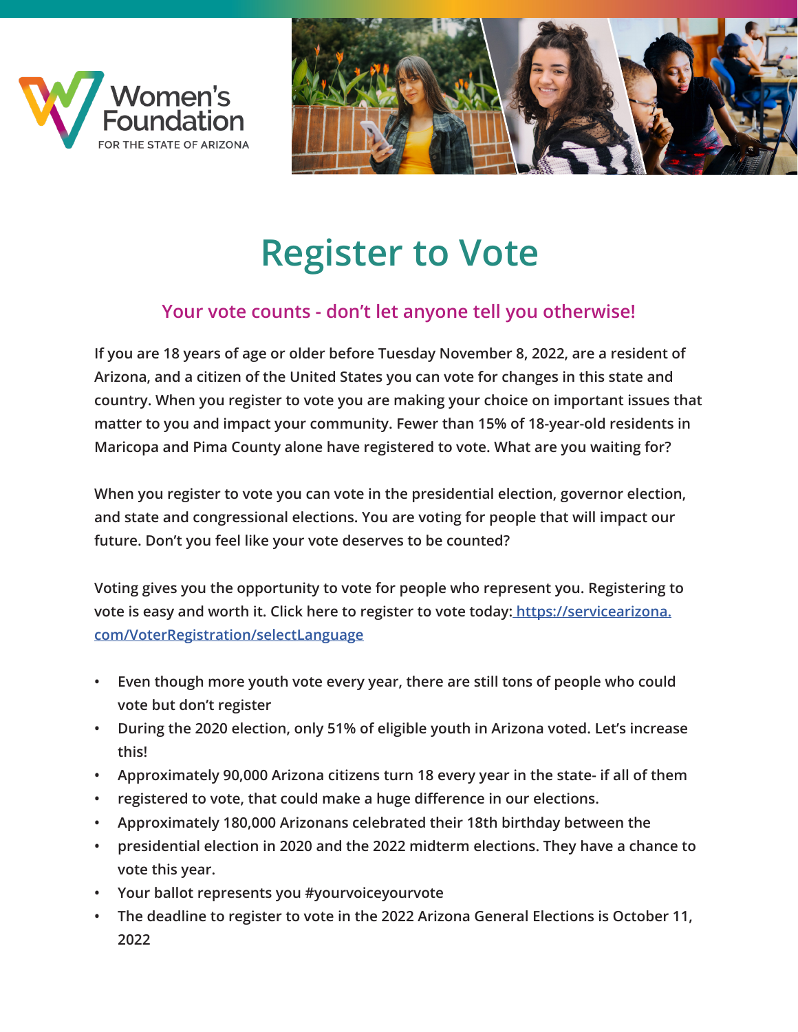Women's Foundation
FOR THE STATE OF ARIZONA

# Register to Vote

## Your vote counts - don't let anyone tell you otherwise!

If you are 18 years of age or older before Tuesday November 8, 2022, are a resident of Arizona, and a citizen of the United States you can vote for changes in this state and country. When you register to vote you are making your choice on important issues that matter to you and impact your community. Fewer than 15% of 18-year-old residents in Maricopa and Pima County alone have registered to vote. What are you waiting for?

When you register to vote you can vote in the presidential election, governor election, and state and congressional elections. You are voting for people that will impact our future. Don't you feel like your vote deserves to be counted?

Voting gives you the opportunity to vote for people who represent you. Registering to vote is easy and worth it. Click here to register to vote today: [https://servicearizona.com/VoterRegistration/selectLanguage](https://servicearizona.com/VoterRegistration/selectLanguage)

- Even though more youth vote every year, there are still tons of people who could vote but don't register
- During the 2020 election, only 51% of eligible youth in Arizona voted. Let's increase this!
- Approximately 90,000 Arizona citizens turn 18 every year in the state- if all of them
- registered to vote, that could make a huge difference in our elections.
- Approximately 180,000 Arizonans celebrated their 18th birthday between the
- presidential election in 2020 and the 2022 midterm elections. They have a chance to vote this year.
- Your ballot represents you #yourvoiceyourvote
- The deadline to register to vote in the 2022 Arizona General Elections is October 11, 2022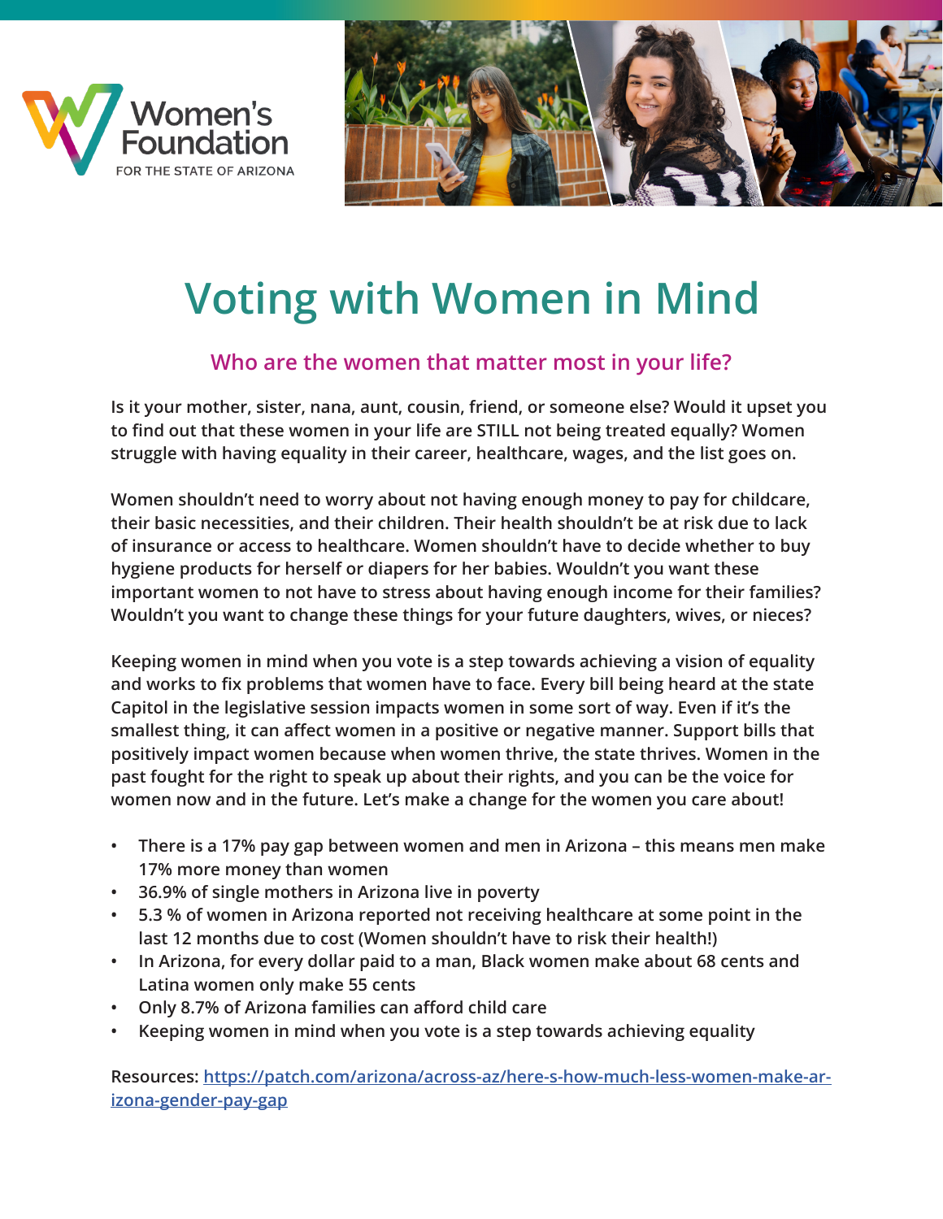Women's Foundation
FOR THE STATE OF ARIZONA

# Voting with Women in Mind

## Who are the women that matter most in your life?

**Is it your mother, sister, nana, aunt, cousin, friend, or someone else? Would it upset you to find out that these women in your life are STILL not being treated equally? Women struggle with having equality in their career, healthcare, wages, and the list goes on.**

**Women shouldn't need to worry about not having enough money to pay for childcare, their basic necessities, and their children. Their health shouldn't be at risk due to lack of insurance or access to healthcare. Women shouldn't have to decide whether to buy hygiene products for herself or diapers for her babies. Wouldn't you want these important women to not have to stress about having enough income for their families? Wouldn't you want to change these things for your future daughters, wives, or nieces?**

**Keeping women in mind when you vote is a step towards achieving a vision of equality and works to fix problems that women have to face. Every bill being heard at the state Capitol in the legislative session impacts women in some sort of way. Even if it's the smallest thing, it can affect women in a positive or negative manner. Support bills that positively impact women because when women thrive, the state thrives. Women in the past fought for the right to speak up about their rights, and you can be the voice for women now and in the future. Let's make a change for the women you care about!**

- **There is a 17% pay gap between women and men in Arizona – this means men make 17% more money than women**
- **36.9% of single mothers in Arizona live in poverty**
- **5.3 % of women in Arizona reported not receiving healthcare at some point in the last 12 months due to cost (Women shouldn't have to risk their health!)**
- **In Arizona, for every dollar paid to a man, Black women make about 68 cents and Latina women only make 55 cents**
- **Only 8.7% of Arizona families can afford child care**
- **Keeping women in mind when you vote is a step towards achieving equality**

**Resources:** [https://patch.com/arizona/across-az/here-s-how-much-less-women-make-arizona-gender-pay-gap](https://patch.com/arizona/across-az/here-s-how-much-less-women-make-arizona-gender-pay-gap)